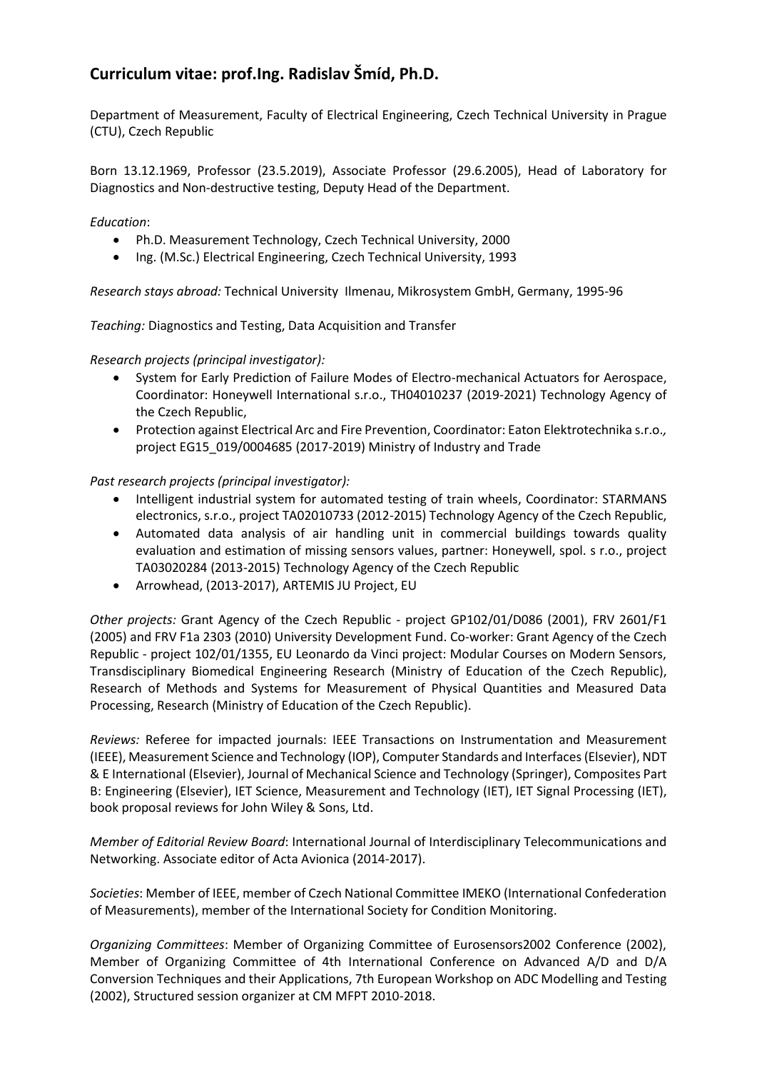# Curriculum vitae: prof.Ing. Radislav Šmíd, Ph.D.

Department of Measurement, Faculty of Electrical Engineering, Czech Technical University in Prague (CTU), Czech Republic

Born 13.12.1969, Professor (23.5.2019), Associate Professor (29.6.2005), Head of Laboratory for Diagnostics and Non-destructive testing, Deputy Head of the Department.

*Education*:

- Ph.D. Measurement Technology, Czech Technical University, 2000
- Ing. (M.Sc.) Electrical Engineering, Czech Technical University, 1993

*Research stays abroad:* Technical University Ilmenau, Mikrosystem GmbH, Germany, 1995-96

*Teaching:* Diagnostics and Testing, Data Acquisition and Transfer

*Research projects (principal investigator):*

- System for Early Prediction of Failure Modes of Electro-mechanical Actuators for Aerospace, Coordinator: Honeywell International s.r.o., TH04010237 (2019-2021) Technology Agency of the Czech Republic,
- Protection against Electrical Arc and Fire Prevention, Coordinator: Eaton Elektrotechnika s.r.o.*,* project EG15_019/0004685 (2017-2019) Ministry of Industry and Trade

*Past research projects (principal investigator):*

- Intelligent industrial system for automated testing of train wheels, Coordinator: STARMANS electronics, s.r.o., project TA02010733 (2012-2015) Technology Agency of the Czech Republic,
- Automated data analysis of air handling unit in commercial buildings towards quality evaluation and estimation of missing sensors values, partner: Honeywell, spol. s r.o., project TA03020284 (2013-2015) Technology Agency of the Czech Republic
- Arrowhead, (2013-2017), ARTEMIS JU Project, EU

*Other projects:* Grant Agency of the Czech Republic - project GP102/01/D086 (2001), FRV 2601/F1 (2005) and FRV F1a 2303 (2010) University Development Fund. Co-worker: Grant Agency of the Czech Republic - project 102/01/1355, EU Leonardo da Vinci project: Modular Courses on Modern Sensors, Transdisciplinary Biomedical Engineering Research (Ministry of Education of the Czech Republic), Research of Methods and Systems for Measurement of Physical Quantities and Measured Data Processing, Research (Ministry of Education of the Czech Republic).

*Reviews:* Referee for impacted journals: IEEE Transactions on Instrumentation and Measurement (IEEE), Measurement Science and Technology (IOP), Computer Standards and Interfaces (Elsevier), NDT & E International (Elsevier), Journal of Mechanical Science and Technology (Springer), Composites Part B: Engineering (Elsevier), IET Science, Measurement and Technology (IET), IET Signal Processing (IET), book proposal reviews for John Wiley & Sons, Ltd.

*Member of Editorial Review Board*: International Journal of Interdisciplinary Telecommunications and Networking. Associate editor of Acta Avionica (2014-2017).

*Societies*: Member of IEEE, member of Czech National Committee IMEKO (International Confederation of Measurements), member of the International Society for Condition Monitoring.

*Organizing Committees*: Member of Organizing Committee of Eurosensors2002 Conference (2002), Member of Organizing Committee of 4th International Conference on Advanced A/D and D/A Conversion Techniques and their Applications, 7th European Workshop on ADC Modelling and Testing (2002), Structured session organizer at CM MFPT 2010-2018.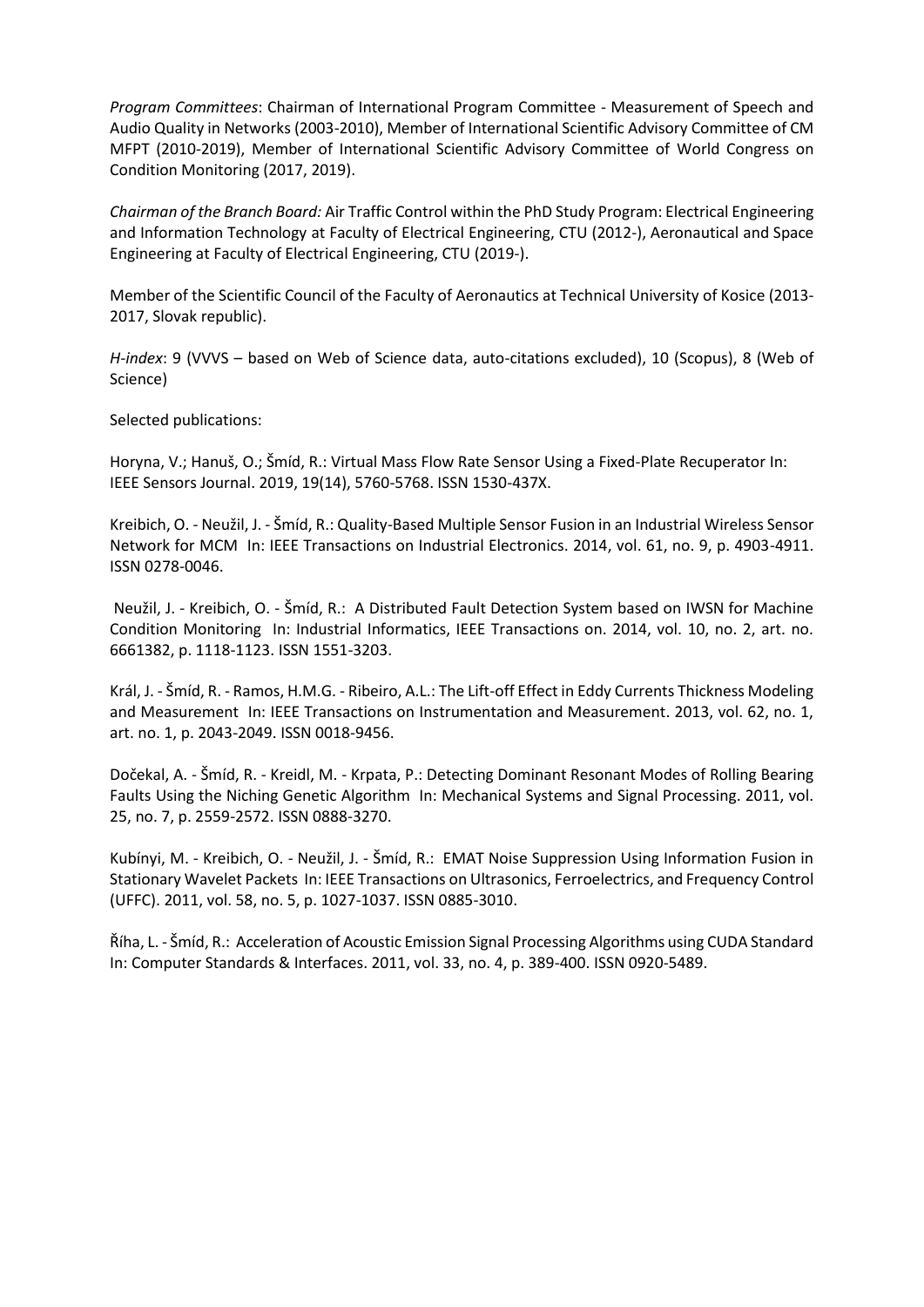*Program Committees*: Chairman of International Program Committee - Measurement of Speech and Audio Quality in Networks (2003-2010), Member of International Scientific Advisory Committee of CM MFPT (2010-2019), Member of International Scientific Advisory Committee of World Congress on Condition Monitoring (2017, 2019).

*Chairman of the Branch Board:* Air Traffic Control within the PhD Study Program: Electrical Engineering and Information Technology at Faculty of Electrical Engineering, CTU (2012-), Aeronautical and Space Engineering at Faculty of Electrical Engineering, CTU (2019-).

Member of the Scientific Council of the Faculty of Aeronautics at Technical University of Kosice (2013-2017, Slovak republic).

*H-index*: 9 (VVVS – based on Web of Science data, auto-citations excluded), 10 (Scopus), 8 (Web of Science)

Selected publications:

Horyna, V.; Hanuš, O.; Šmíd, R.: Virtual Mass Flow Rate Sensor Using a Fixed-Plate Recuperator In: IEEE Sensors Journal. 2019, 19(14), 5760-5768. ISSN 1530-437X.

Kreibich, O. - Neužil, J. - Šmíd, R.: Quality-Based Multiple Sensor Fusion in an Industrial Wireless Sensor Network for MCM In: IEEE Transactions on Industrial Electronics. 2014, vol. 61, no. 9, p. 4903-4911. ISSN 0278-0046.

Neužil, J. - Kreibich, O. - Šmíd, R.: A Distributed Fault Detection System based on IWSN for Machine Condition Monitoring In: Industrial Informatics, IEEE Transactions on. 2014, vol. 10, no. 2, art. no. 6661382, p. 1118-1123. ISSN 1551-3203.

Král, J. - Šmíd, R. - Ramos, H.M.G. - Ribeiro, A.L.: The Lift-off Effect in Eddy Currents Thickness Modeling and Measurement In: IEEE Transactions on Instrumentation and Measurement. 2013, vol. 62, no. 1, art. no. 1, p. 2043-2049. ISSN 0018-9456.

Dočekal, A. - Šmíd, R. - Kreidl, M. - Krpata, P.: Detecting Dominant Resonant Modes of Rolling Bearing Faults Using the Niching Genetic Algorithm In: Mechanical Systems and Signal Processing. 2011, vol. 25, no. 7, p. 2559-2572. ISSN 0888-3270.

Kubínyi, M. - Kreibich, O. - Neužil, J. - Šmíd, R.: EMAT Noise Suppression Using Information Fusion in Stationary Wavelet Packets In: IEEE Transactions on Ultrasonics, Ferroelectrics, and Frequency Control (UFFC). 2011, vol. 58, no. 5, p. 1027-1037. ISSN 0885-3010.

Říha, L. - Šmíd, R.: Acceleration of Acoustic Emission Signal Processing Algorithms using CUDA Standard In: Computer Standards & Interfaces. 2011, vol. 33, no. 4, p. 389-400. ISSN 0920-5489.